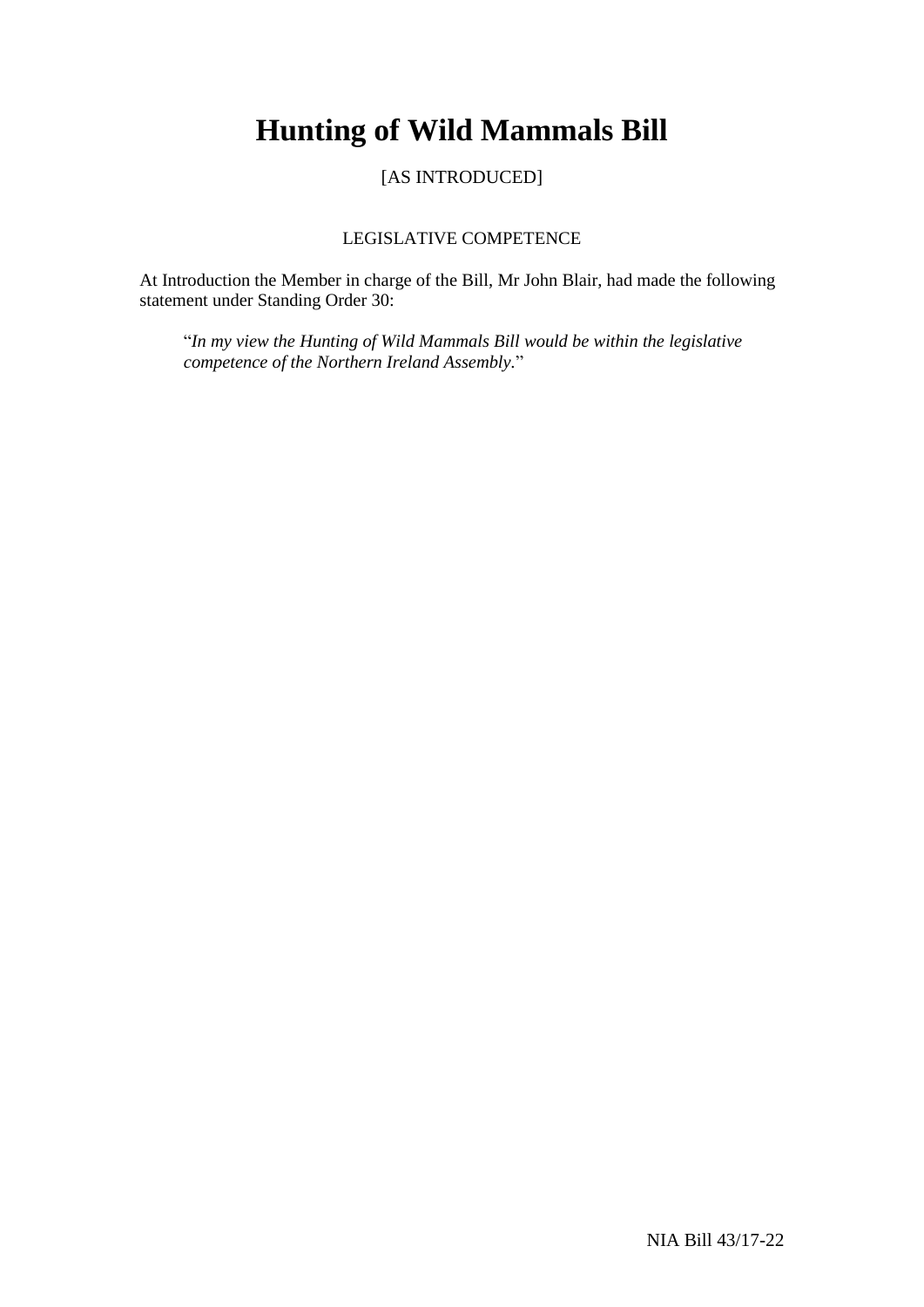# Hunting of Wild Mammals Bill

[AS INTRODUCED]

LEGISLATIVE COMPETENCE

At Introduction the Member in charge of the Bill, Mr John Blair, had made the following statement under Standing Order 30:

"*In my view the Hunting of Wild Mammals Bill would be within the legislative competence of the Northern Ireland Assembly.*"

NIA Bill 43/17-22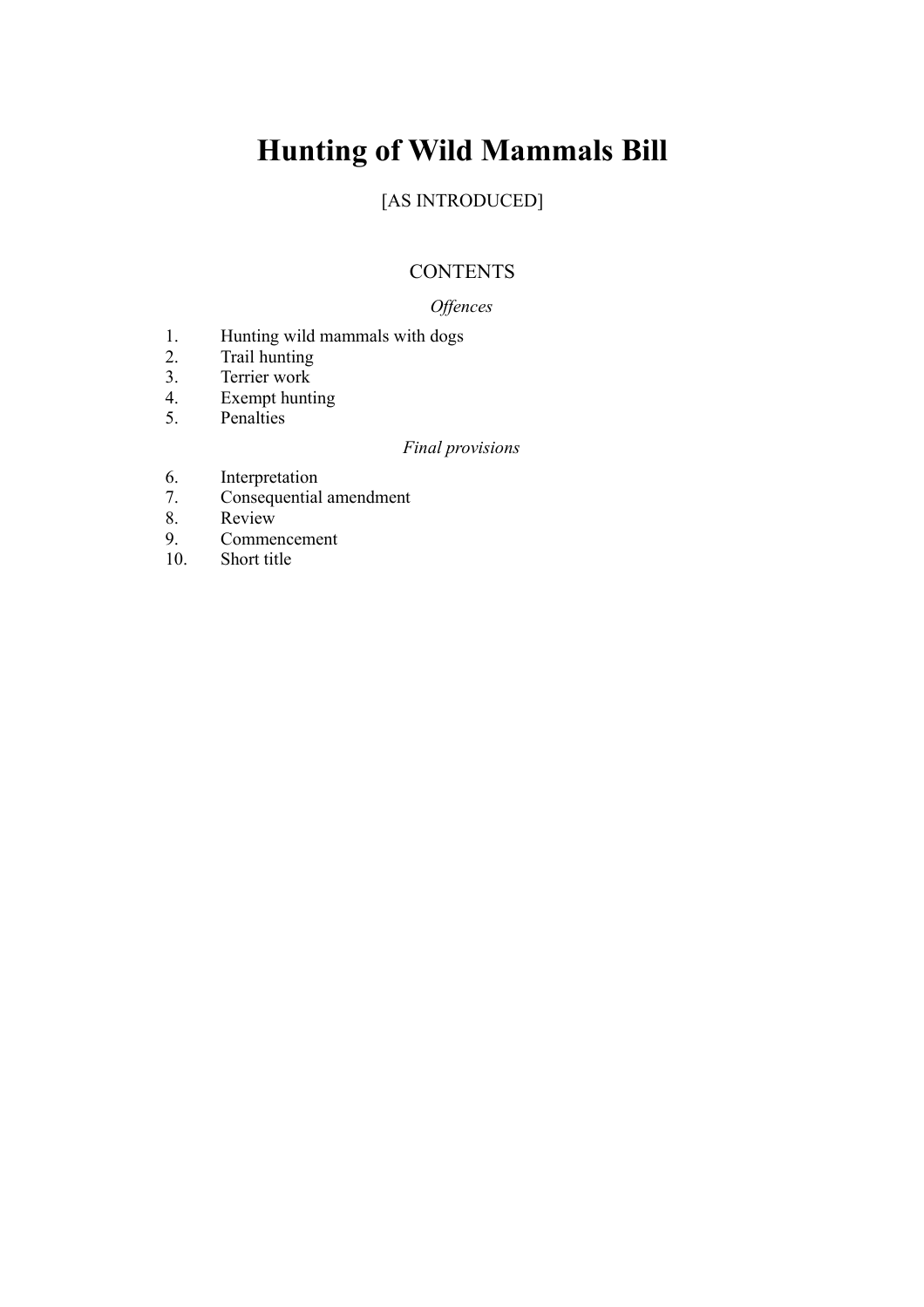# Hunting of Wild Mammals Bill

[AS INTRODUCED]

## CONTENTS

*Offences*

1. Hunting wild mammals with dogs
2. Trail hunting
3. Terrier work
4. Exempt hunting
5. Penalties

*Final provisions*

6. Interpretation
7. Consequential amendment
8. Review
9. Commencement
10. Short title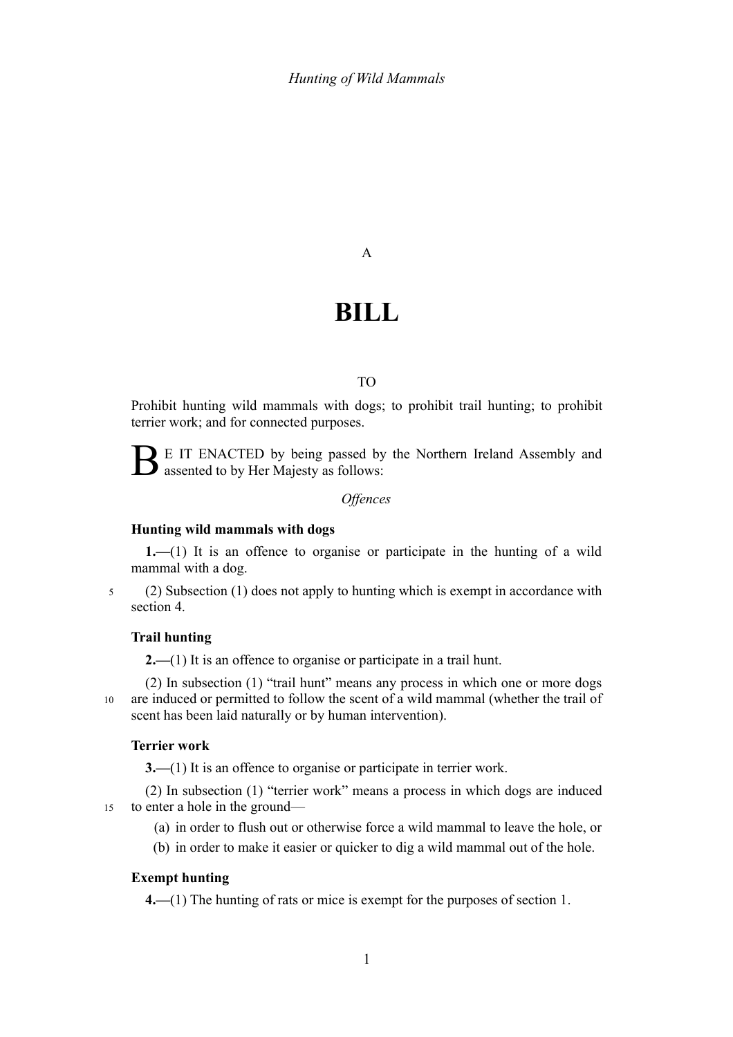A

# BILL

TO

Prohibit hunting wild mammals with dogs; to prohibit trail hunting; to prohibit terrier work; and for connected purposes.

BE IT ENACTED by being passed by the Northern Ireland Assembly and assented to by Her Majesty as follows:

*Offences*

### Hunting wild mammals with dogs

**1.—**(1) It is an offence to organise or participate in the hunting of a wild mammal with a dog.

(2) Subsection (1) does not apply to hunting which is exempt in accordance with section 4.

### Trail hunting

**2.—**(1) It is an offence to organise or participate in a trail hunt.

(2) In subsection (1) "trail hunt" means any process in which one or more dogs are induced or permitted to follow the scent of a wild mammal (whether the trail of scent has been laid naturally or by human intervention).

### Terrier work

**3.—**(1) It is an offence to organise or participate in terrier work.

(2) In subsection (1) "terrier work" means a process in which dogs are induced to enter a hole in the ground—

(a) in order to flush out or otherwise force a wild mammal to leave the hole, or

(b) in order to make it easier or quicker to dig a wild mammal out of the hole.

### Exempt hunting

**4.—**(1) The hunting of rats or mice is exempt for the purposes of section 1.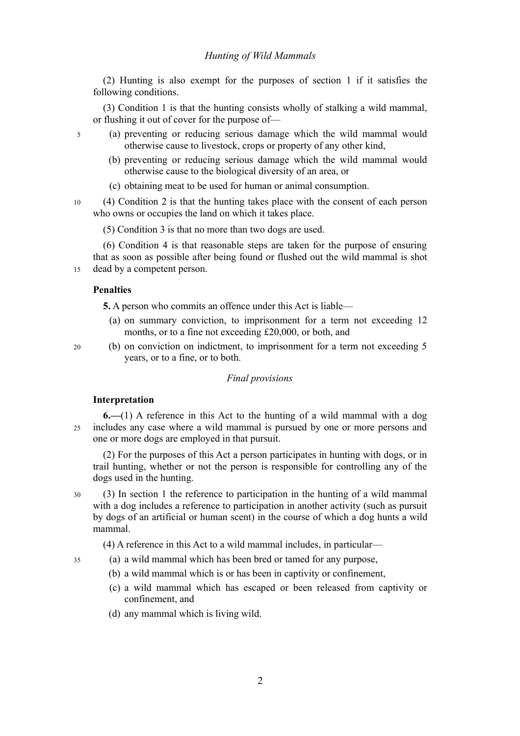(2) Hunting is also exempt for the purposes of section 1 if it satisfies the following conditions.

(3) Condition 1 is that the hunting consists wholly of stalking a wild mammal, or flushing it out of cover for the purpose of—

- (a) preventing or reducing serious damage which the wild mammal would otherwise cause to livestock, crops or property of any other kind,
- (b) preventing or reducing serious damage which the wild mammal would otherwise cause to the biological diversity of an area, or
- (c) obtaining meat to be used for human or animal consumption.

(4) Condition 2 is that the hunting takes place with the consent of each person who owns or occupies the land on which it takes place.

(5) Condition 3 is that no more than two dogs are used.

(6) Condition 4 is that reasonable steps are taken for the purpose of ensuring that as soon as possible after being found or flushed out the wild mammal is shot dead by a competent person.

#### Penalties

**5.** A person who commits an offence under this Act is liable—

- (a) on summary conviction, to imprisonment for a term not exceeding 12 months, or to a fine not exceeding £20,000, or both, and
- (b) on conviction on indictment, to imprisonment for a term not exceeding 5 years, or to a fine, or to both.

### *Final provisions*

#### Interpretation

**6.—**(1) A reference in this Act to the hunting of a wild mammal with a dog includes any case where a wild mammal is pursued by one or more persons and one or more dogs are employed in that pursuit.

(2) For the purposes of this Act a person participates in hunting with dogs, or in trail hunting, whether or not the person is responsible for controlling any of the dogs used in the hunting.

(3) In section 1 the reference to participation in the hunting of a wild mammal with a dog includes a reference to participation in another activity (such as pursuit by dogs of an artificial or human scent) in the course of which a dog hunts a wild mammal.

(4) A reference in this Act to a wild mammal includes, in particular—

- (a) a wild mammal which has been bred or tamed for any purpose,
- (b) a wild mammal which is or has been in captivity or confinement,
- (c) a wild mammal which has escaped or been released from captivity or confinement, and
- (d) any mammal which is living wild.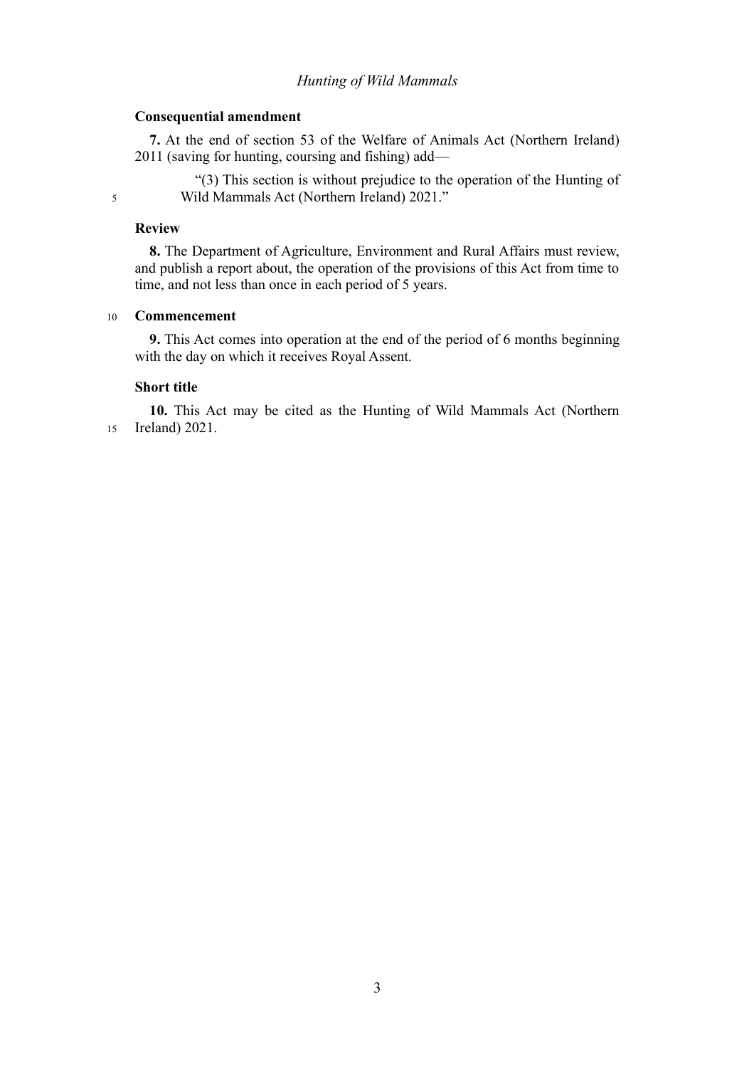### Consequential amendment

**7.** At the end of section 53 of the Welfare of Animals Act (Northern Ireland) 2011 (saving for hunting, coursing and fishing) add—

> "(3) This section is without prejudice to the operation of the Hunting of Wild Mammals Act (Northern Ireland) 2021."

### Review

**8.** The Department of Agriculture, Environment and Rural Affairs must review, and publish a report about, the operation of the provisions of this Act from time to time, and not less than once in each period of 5 years.

### Commencement

**9.** This Act comes into operation at the end of the period of 6 months beginning with the day on which it receives Royal Assent.

### Short title

**10.** This Act may be cited as the Hunting of Wild Mammals Act (Northern Ireland) 2021.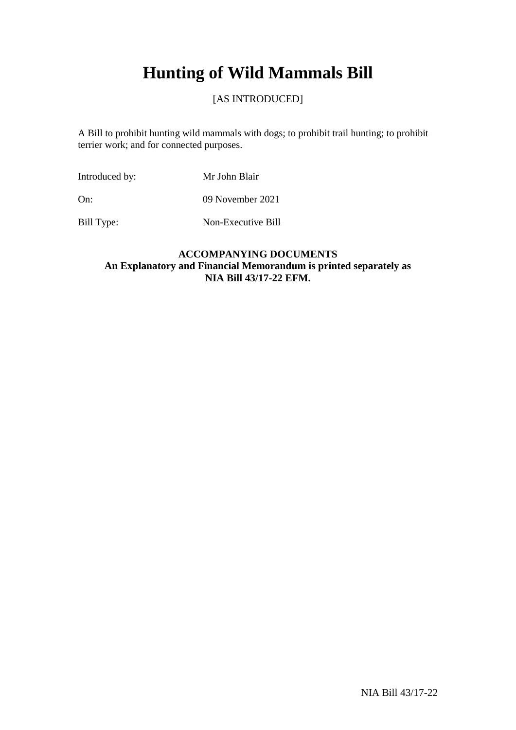# Hunting of Wild Mammals Bill

[AS INTRODUCED]

A Bill to prohibit hunting wild mammals with dogs; to prohibit trail hunting; to prohibit terrier work; and for connected purposes.

| | |
|---|---|
| Introduced by: | Mr John Blair |
| On: | 09 November 2021 |
| Bill Type: | Non-Executive Bill |

**ACCOMPANYING DOCUMENTS**
**An Explanatory and Financial Memorandum is printed separately as NIA Bill 43/17-22 EFM.**

NIA Bill 43/17-22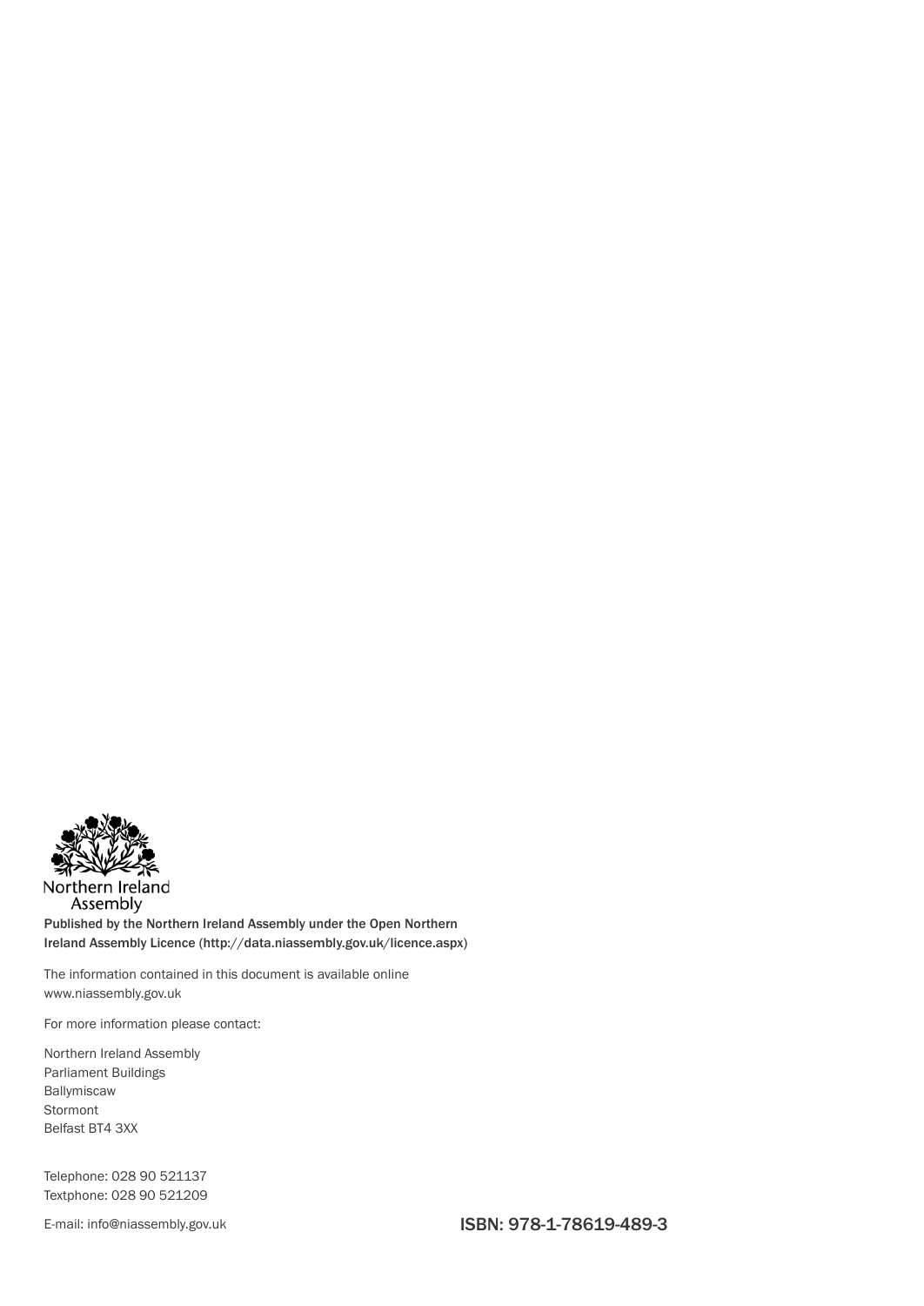Northern Ireland Assembly

Published by the Northern Ireland Assembly under the Open Northern Ireland Assembly Licence (http://data.niassembly.gov.uk/licence.aspx)

The information contained in this document is available online www.niassembly.gov.uk

For more information please contact:

Northern Ireland Assembly
Parliament Buildings
Ballymiscaw
Stormont
Belfast BT4 3XX

Telephone: 028 90 521137
Textphone: 028 90 521209

E-mail: info@niassembly.gov.uk

ISBN: 978-1-78619-489-3